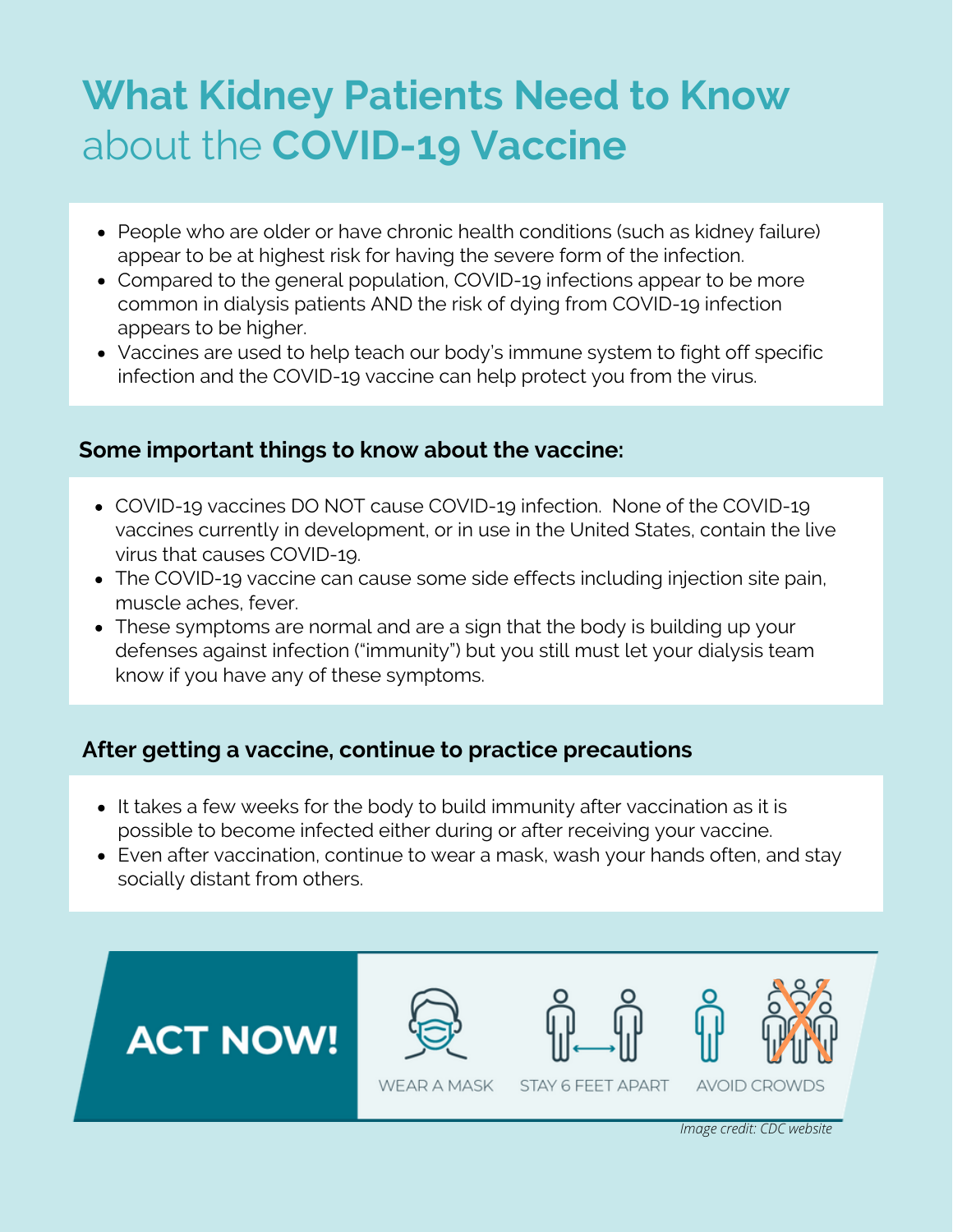# What Kidney Patients Need to Know about the COVID-19 Vaccine

- People who are older or have chronic health conditions (such as kidney failure) appear to be at highest risk for having the severe form of the infection.
- Compared to the general population, COVID-19 infections appear to be more common in dialysis patients AND the risk of dying from COVID-19 infection appears to be higher.
- Vaccines are used to help teach our body's immune system to fight off specific infection and the COVID-19 vaccine can help protect you from the virus.

## Some important things to know about the vaccine:

- COVID-19 vaccines DO NOT cause COVID-19 infection. None of the COVID-19 vaccines currently in development, or in use in the United States, contain the live virus that causes COVID-19.
- The COVID-19 vaccine can cause some side effects including injection site pain, muscle aches, fever.
- These symptoms are normal and are a sign that the body is building up your defenses against infection ("immunity") but you still must let your dialysis team know if you have any of these symptoms.

## After getting a vaccine, continue to practice precautions

- It takes a few weeks for the body to build immunity after vaccination as it is possible to become infected either during or after receiving your vaccine.
- Even after vaccination, continue to wear a mask, wash your hands often, and stay socially distant from others.

**ACT NOW!**

WEAR A MASK

STAY 6 FEET APART

AVOID CROWDS

*Image credit: CDC website*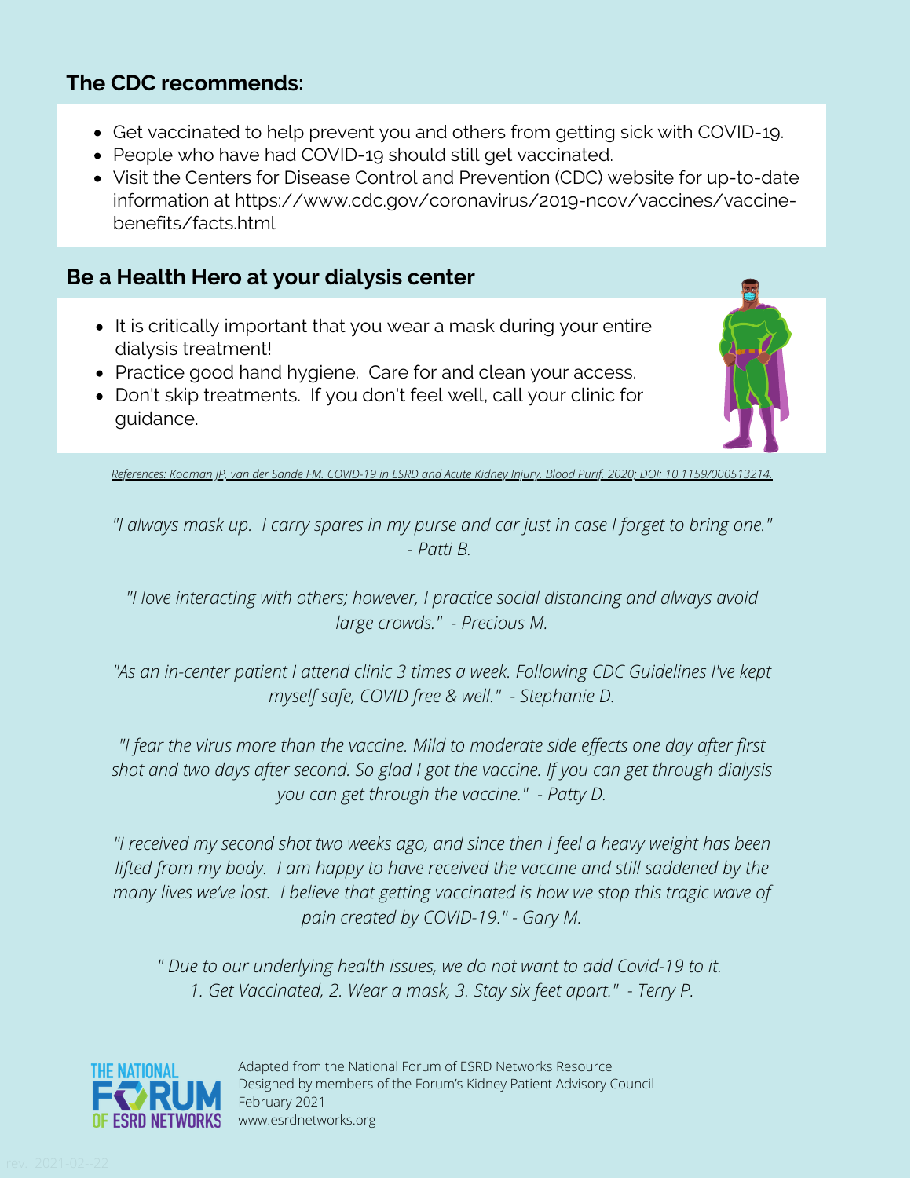## The CDC recommends:

- Get vaccinated to help prevent you and others from getting sick with COVID-19.
- People who have had COVID-19 should still get vaccinated.
- Visit the Centers for Disease Control and Prevention (CDC) website for up-to-date information at https://www.cdc.gov/coronavirus/2019-ncov/vaccines/vaccine-benefits/facts.html

## Be a Health Hero at your dialysis center

- It is critically important that you wear a mask during your entire dialysis treatment!
- Practice good hand hygiene. Care for and clean your access.
- Don't skip treatments. If you don't feel well, call your clinic for guidance.

References: Kooman JP, van der Sande FM. COVID-19 in ESRD and Acute Kidney Injury. Blood Purif. 2020; DOI: 10.1159/000513214.

*"I always mask up. I carry spares in my purse and car just in case I forget to bring one." - Patti B.*

*"I love interacting with others; however, I practice social distancing and always avoid large crowds." - Precious M.*

*"As an in-center patient I attend clinic 3 times a week. Following CDC Guidelines I've kept myself safe, COVID free & well." - Stephanie D.*

*"I fear the virus more than the vaccine. Mild to moderate side effects one day after first shot and two days after second. So glad I got the vaccine. If you can get through dialysis you can get through the vaccine." - Patty D.*

*"I received my second shot two weeks ago, and since then I feel a heavy weight has been lifted from my body. I am happy to have received the vaccine and still saddened by the many lives we've lost. I believe that getting vaccinated is how we stop this tragic wave of pain created by COVID-19." - Gary M.*

*" Due to our underlying health issues, we do not want to add Covid-19 to it. 1. Get Vaccinated, 2. Wear a mask, 3. Stay six feet apart." - Terry P.*

THE NATIONAL FORUM OF ESRD NETWORKS

Adapted from the National Forum of ESRD Networks Resource
Designed by members of the Forum's Kidney Patient Advisory Council
February 2021
www.esrdnetworks.org

rev. 2021-02-22